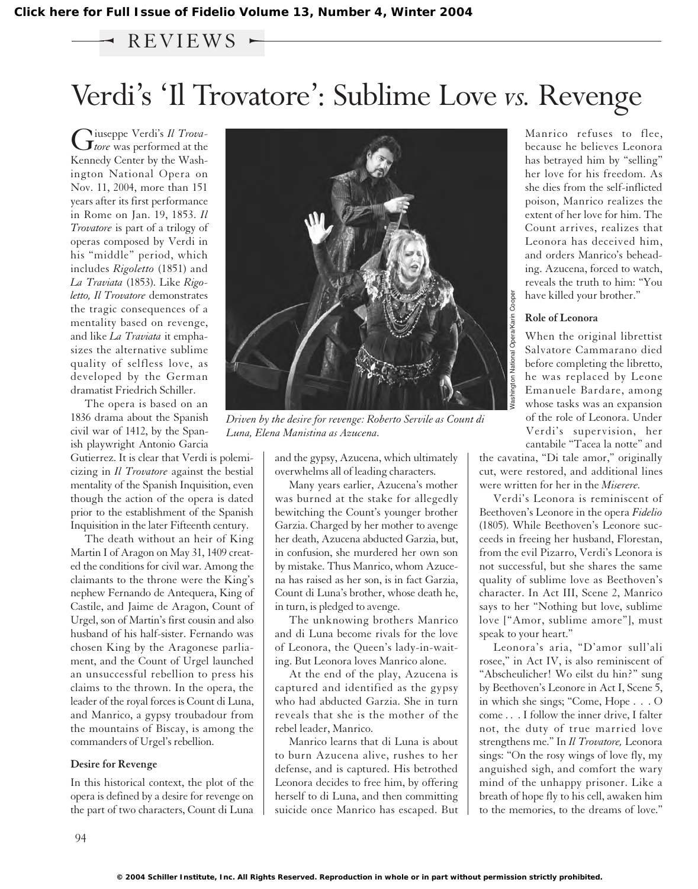REVIEWS

# Verdi's 'Il Trovatore': Sublime Love *vs.* Revenge

Giuseppe Verdi's *Il Trovatore* was performed at the Kennedy Center by the Washington National Opera on Nov. 11, 2004, more than 151 years after its first performance in Rome on Jan. 19, 1853. *Il Trovatore* is part of a trilogy of operas composed by Verdi in his "middle" period, which includes *Rigoletto* (1851) and *La Traviata* (1853). Like *Rigoletto, Il Trovatore* demonstrates the tragic consequences of a mentality based on revenge, and like *La Traviata* it emphasizes the alternative sublime quality of selfless love, as developed by the German dramatist Friedrich Schiller.

The opera is based on an 1836 drama about the Spanish civil war of 1412, by the Spanish playwright Antonio Garcia Gutierrez. It is clear that Verdi is polemicizing in *Il Trovatore* against the bestial mentality of the Spanish Inquisition, even though the action of the opera is dated prior to the establishment of the Spanish Inquisition in the later Fifteenth century.

The death without an heir of King Martin I of Aragon on May 31, 1409 created the conditions for civil war. Among the claimants to the throne were the King's nephew Fernando de Antequera, King of Castile, and Jaime de Aragon, Count of Urgel, son of Martin's first cousin and also husband of his half-sister. Fernando was chosen King by the Aragonese parliament, and the Count of Urgel launched an unsuccessful rebellion to press his claims to the thrown. In the opera, the leader of the royal forces is Count di Luna, and Manrico, a gypsy troubadour from the mountains of Biscay, is among the commanders of Urgel's rebellion.

Driven by the desire for revenge: Roberto Servile as Count di Luna, Elena Manistina as Azucena.

Washington National Opera/Karin Cooper

### Desire for Revenge

In this historical context, the plot of the opera is defined by a desire for revenge on the part of two characters, Count di Luna and the gypsy, Azucena, which ultimately overwhelms all of leading characters.

Many years earlier, Azucena's mother was burned at the stake for allegedly bewitching the Count's younger brother Garzia. Charged by her mother to avenge her death, Azucena abducted Garzia, but, in confusion, she murdered her own son by mistake. Thus Manrico, whom Azucena has raised as her son, is in fact Garzia, Count di Luna's brother, whose death he, in turn, is pledged to avenge.

The unknowing brothers Manrico and di Luna become rivals for the love of Leonora, the Queen's lady-in-waiting. But Leonora loves Manrico alone.

At the end of the play, Azucena is captured and identified as the gypsy who had abducted Garzia. She in turn reveals that she is the mother of the rebel leader, Manrico.

Manrico learns that di Luna is about to burn Azucena alive, rushes to her defense, and is captured. His betrothed Leonora decides to free him, by offering herself to di Luna, and then committing suicide once Manrico has escaped. But Manrico refuses to flee, because he believes Leonora has betrayed him by "selling" her love for his freedom. As she dies from the self-inflicted poison, Manrico realizes the extent of her love for him. The Count arrives, realizes that Leonora has deceived him, and orders Manrico's beheading. Azucena, forced to watch, reveals the truth to him: "You have killed your brother."

### Role of Leonora

When the original librettist Salvatore Cammarano died before completing the libretto, he was replaced by Leone Emanuele Bardare, among whose tasks was an expansion of the role of Leonora. Under Verdi's supervision, her cantabile "Tacea la notte" and the cavatina, "Di tale amor," originally cut, were restored, and additional lines were written for her in the *Miserere*.

Verdi's Leonora is reminiscent of Beethoven's Leonore in the opera *Fidelio* (1805). While Beethoven's Leonore succeeds in freeing her husband, Florestan, from the evil Pizarro, Verdi's Leonora is not successful, but she shares the same quality of sublime love as Beethoven's character. In Act III, Scene 2, Manrico says to her "Nothing but love, sublime love ["Amor, sublime amore"], must speak to your heart."

Leonora's aria, "D'amor sull'ali rosee," in Act IV, is also reminiscent of "Abscheulicher! Wo eilst du hin?" sung by Beethoven's Leonore in Act I, Scene 5, in which she sings; "Come, Hope . . . O come . . . I follow the inner drive, I falter not, the duty of true married love strengthens me." In *Il Trovatore,* Leonora sings: "On the rosy wings of love fly, my anguished sigh, and comfort the wary mind of the unhappy prisoner. Like a breath of hope fly to his cell, awaken him to the memories, to the dreams of love."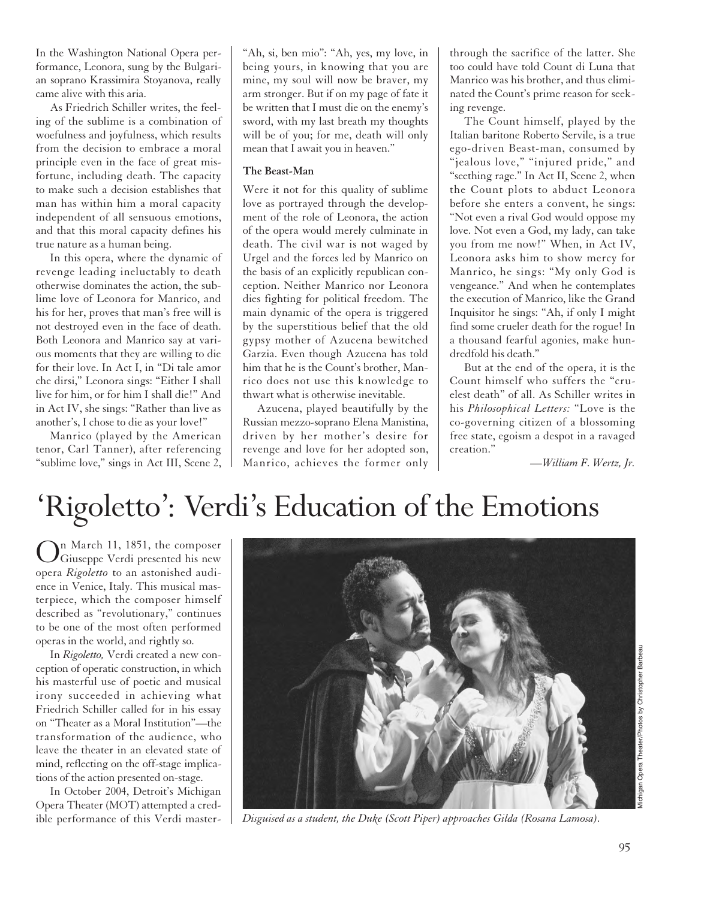In the Washington National Opera performance, Leonora, sung by the Bulgarian soprano Krassimira Stoyanova, really came alive with this aria.

As Friedrich Schiller writes, the feeling of the sublime is a combination of woefulness and joyfulness, which results from the decision to embrace a moral principle even in the face of great misfortune, including death. The capacity to make such a decision establishes that man has within him a moral capacity independent of all sensuous emotions, and that this moral capacity defines his true nature as a human being.

In this opera, where the dynamic of revenge leading ineluctably to death otherwise dominates the action, the sublime love of Leonora for Manrico, and his for her, proves that man's free will is not destroyed even in the face of death. Both Leonora and Manrico say at various moments that they are willing to die for their love. In Act I, in "Di tale amor che dirsi," Leonora sings: "Either I shall live for him, or for him I shall die!" And in Act IV, she sings: "Rather than live as another's, I chose to die as your love!"

Manrico (played by the American tenor, Carl Tanner), after referencing "sublime love," sings in Act III, Scene 2, "Ah, si, ben mio": "Ah, yes, my love, in being yours, in knowing that you are mine, my soul will now be braver, my arm stronger. But if on my page of fate it be written that I must die on the enemy's sword, with my last breath my thoughts will be of you; for me, death will only mean that I await you in heaven."

**The Beast-Man**

Were it not for this quality of sublime love as portrayed through the development of the role of Leonora, the action of the opera would merely culminate in death. The civil war is not waged by Urgel and the forces led by Manrico on the basis of an explicitly republican conception. Neither Manrico nor Leonora dies fighting for political freedom. The main dynamic of the opera is triggered by the superstitious belief that the old gypsy mother of Azucena bewitched Garzia. Even though Azucena has told him that he is the Count's brother, Manrico does not use this knowledge to thwart what is otherwise inevitable.

Azucena, played beautifully by the Russian mezzo-soprano Elena Manistina, driven by her mother's desire for revenge and love for her adopted son, Manrico, achieves the former only through the sacrifice of the latter. She too could have told Count di Luna that Manrico was his brother, and thus eliminated the Count's prime reason for seeking revenge.

The Count himself, played by the Italian baritone Roberto Servile, is a true ego-driven Beast-man, consumed by "jealous love," "injured pride," and "seething rage." In Act II, Scene 2, when the Count plots to abduct Leonora before she enters a convent, he sings: "Not even a rival God would oppose my love. Not even a God, my lady, can take you from me now!" When, in Act IV, Leonora asks him to show mercy for Manrico, he sings: "My only God is vengeance." And when he contemplates the execution of Manrico, like the Grand Inquisitor he sings: "Ah, if only I might find some crueler death for the rogue! In a thousand fearful agonies, make hundredfold his death."

But at the end of the opera, it is the Count himself who suffers the "cruelest death" of all. As Schiller writes in his *Philosophical Letters:* "Love is the co-governing citizen of a blossoming free state, egoism a despot in a ravaged creation."

*—William F. Wertz, Jr.*

# 'Rigoletto': Verdi's Education of the Emotions

On March 11, 1851, the composer Giuseppe Verdi presented his new opera *Rigoletto* to an astonished audience in Venice, Italy. This musical masterpiece, which the composer himself described as "revolutionary," continues to be one of the most often performed operas in the world, and rightly so.

In *Rigoletto,* Verdi created a new conception of operatic construction, in which his masterful use of poetic and musical irony succeeded in achieving what Friedrich Schiller called for in his essay on "Theater as a Moral Institution"—the transformation of the audience, who leave the theater in an elevated state of mind, reflecting on the off-stage implications of the action presented on-stage.

In October 2004, Detroit's Michigan Opera Theater (MOT) attempted a credible performance of this Verdi master-

Michigan Opera Theater/Photos by Christopher Barbeau

*Disguised as a student, the Duke (Scott Piper) approaches Gilda (Rosana Lamosa).*